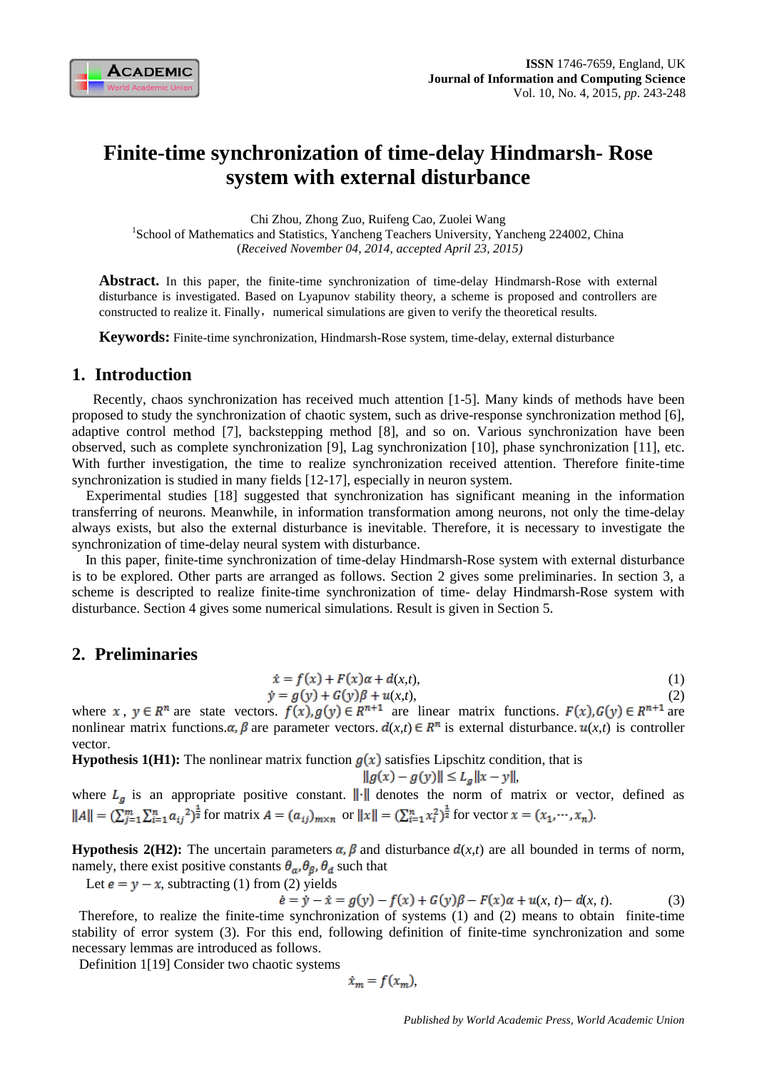# Finite-time synchronization of time-delay Hindmarsh- Rose system with external disturbance

Chi Zhou, Zhong Zuo, Ruifeng Cao, Zuolei Wang

[1]School of Mathematics and Statistics, Yancheng Teachers University, Yancheng 224002, China

(*Received November 04, 2014, accepted April 23, 2015)*

**Abstract.** In this paper, the finite-time synchronization of time-delay Hindmarsh-Rose with external disturbance is investigated. Based on Lyapunov stability theory, a scheme is proposed and controllers are constructed to realize it. Finally，numerical simulations are given to verify the theoretical results.

**Keywords:** Finite-time synchronization, Hindmarsh-Rose system, time-delay, external disturbance

## 1. Introduction

Recently, chaos synchronization has received much attention [1-5]. Many kinds of methods have been proposed to study the synchronization of chaotic system, such as drive-response synchronization method [6], adaptive control method [7], backstepping method [8], and so on. Various synchronization have been observed, such as complete synchronization [9], Lag synchronization [10], phase synchronization [11], etc. With further investigation, the time to realize synchronization received attention. Therefore finite-time synchronization is studied in many fields [12-17], especially in neuron system.

Experimental studies [18] suggested that synchronization has significant meaning in the information transferring of neurons. Meanwhile, in information transformation among neurons, not only the time-delay always exists, but also the external disturbance is inevitable. Therefore, it is necessary to investigate the synchronization of time-delay neural system with disturbance.

In this paper, finite-time synchronization of time-delay Hindmarsh-Rose system with external disturbance is to be explored. Other parts are arranged as follows. Section 2 gives some preliminaries. In section 3, a scheme is descripted to realize finite-time synchronization of time- delay Hindmarsh-Rose system with disturbance. Section 4 gives some numerical simulations. Result is given in Section 5.

## 2. Preliminaries

$$\dot{x} = f(x) + F(x)\alpha + d(x,t), \tag{1}$$

$$\dot{y} = g(y) + G(y)\beta + u(x,t), \tag{2}$$

where $x$, $y \in R^n$ are state vectors. $f(x), g(y) \in R^{n+1}$ are linear matrix functions. $F(x), G(y) \in R^{n+1}$ are nonlinear matrix functions. $\alpha, \beta$ are parameter vectors. $d(x,t) \in R^n$ is external disturbance. $u(x,t)$ is controller vector.

**Hypothesis 1(H1):** The nonlinear matrix function $g(x)$ satisfies Lipschitz condition, that is

$$\|g(x) - g(y)\| \le L_g \|x - y\|,$$

where $L_g$ is an appropriate positive constant. $\|\cdot\|$ denotes the norm of matrix or vector, defined as $\|A\| = (\sum_{j=1}^{m}\sum_{i=1}^{n} {a_{ij}}^2)^{\frac{1}{2}}$ for matrix $A = (a_{ij})_{m\times n}$ or $\|x\| = (\sum_{i=1}^{n} x_i^2)^{\frac{1}{2}}$ for vector $x = (x_1, \cdots, x_n)$.

**Hypothesis 2(H2):** The uncertain parameters $\alpha, \beta$ and disturbance $d(x,t)$ are all bounded in terms of norm, namely, there exist positive constants $\theta_\alpha, \theta_\beta, \theta_d$ such that

Let $e = y - x$, subtracting (1) from (2) yields

$$\dot{e} = \dot{y} - \dot{x} = g(y) - f(x) + G(y)\beta - F(x)\alpha + u(x,t) - d(x,t). \tag{3}$$

Therefore, to realize the finite-time synchronization of systems (1) and (2) means to obtain finite-time stability of error system (3). For this end, following definition of finite-time synchronization and some necessary lemmas are introduced as follows.

Definition 1[19] Consider two chaotic systems

$$\dot{x}_m = f(x_m),$$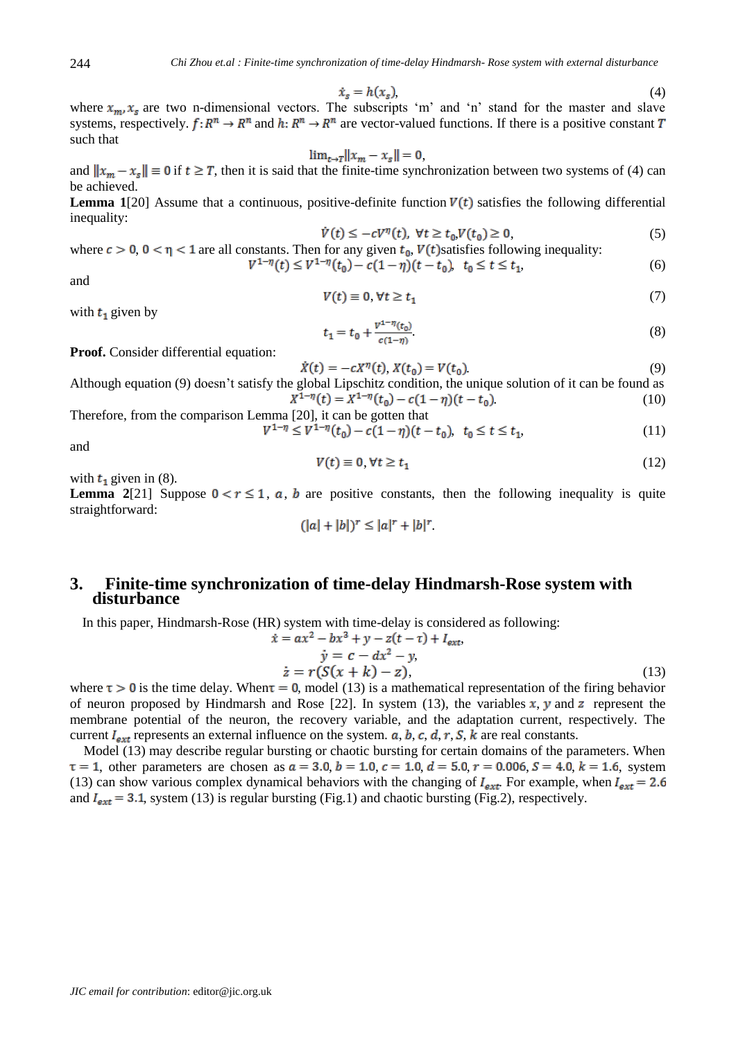$$\dot{x}_s = h(x_s), \tag{4}$$

where $x_m, x_s$ are two n-dimensional vectors. The subscripts 'm' and 'n' stand for the master and slave systems, respectively. $f: R^n \to R^n$ and $h: R^n \to R^n$ are vector-valued functions. If there is a positive constant $T$ such that

$$\lim_{t \to T} \|x_m - x_s\| = 0,$$

and $\|x_m - x_s\| \equiv 0$ if $t \geq T$, then it is said that the finite-time synchronization between two systems of (4) can be achieved.

**Lemma 1**[20] Assume that a continuous, positive-definite function $V(t)$ satisfies the following differential inequality:

$$\dot{V}(t) \leq -cV^{\eta}(t),\ \forall t \geq t_0, V(t_0) \geq 0, \tag{5}$$

where $c > 0$, $0 < \eta < 1$ are all constants. Then for any given $t_0$, $V(t)$satisfies following inequality:

$$V^{1-\eta}(t) \leq V^{1-\eta}(t_0) - c(1-\eta)(t - t_0),\ \ t_0 \leq t \leq t_1, \tag{6}$$

and

$$V(t) \equiv 0, \forall t \geq t_1 \tag{7}$$

with $t_1$ given by

$$t_1 = t_0 + \frac{V^{1-\eta}(t_0)}{c(1-\eta)}. \tag{8}$$

**Proof.** Consider differential equation:

$$\dot{X}(t) = -cX^{\eta}(t), X(t_0) = V(t_0). \tag{9}$$

Although equation (9) doesn't satisfy the global Lipschitz condition, the unique solution of it can be found as

$$X^{1-\eta}(t) = X^{1-\eta}(t_0) - c(1-\eta)(t - t_0). \tag{10}$$

Therefore, from the comparison Lemma [20], it can be gotten that

$$V^{1-\eta} \leq V^{1-\eta}(t_0) - c(1-\eta)(t - t_0),\ \ t_0 \leq t \leq t_1, \tag{11}$$

and

$$V(t) \equiv 0, \forall t \geq t_1 \tag{12}$$

with $t_1$ given in (8).

**Lemma 2**[21] Suppose $0 < r \leq 1$, $a$, $b$ are positive constants, then the following inequality is quite straightforward:

$$(|a| + |b|)^r \leq |a|^r + |b|^r.$$

## 3. Finite-time synchronization of time-delay Hindmarsh-Rose system with disturbance

In this paper, Hindmarsh-Rose (HR) system with time-delay is considered as following:

$$\begin{gathered} \dot{x} = ax^2 - bx^3 + y - z(t-\tau) + I_{ext}, \\ \dot{y} = c - dx^2 - y, \\ \dot{z} = r(S(x+k) - z), \end{gathered} \tag{13}$$

where $\tau > 0$ is the time delay. When $\tau = 0$, model (13) is a mathematical representation of the firing behavior of neuron proposed by Hindmarsh and Rose [22]. In system (13), the variables $x$, $y$ and $z$ represent the membrane potential of the neuron, the recovery variable, and the adaptation current, respectively. The current $I_{ext}$ represents an external influence on the system. $a, b, c, d, r, S, k$ are real constants.

Model (13) may describe regular bursting or chaotic bursting for certain domains of the parameters. When $\tau = 1$, other parameters are chosen as $a = 3.0, b = 1.0, c = 1.0, d = 5.0, r = 0.006, S = 4.0, k = 1.6$, system (13) can show various complex dynamical behaviors with the changing of $I_{ext}$. For example, when $I_{ext} = 2.6$ and $I_{ext} = 3.1$, system (13) is regular bursting (Fig.1) and chaotic bursting (Fig.2), respectively.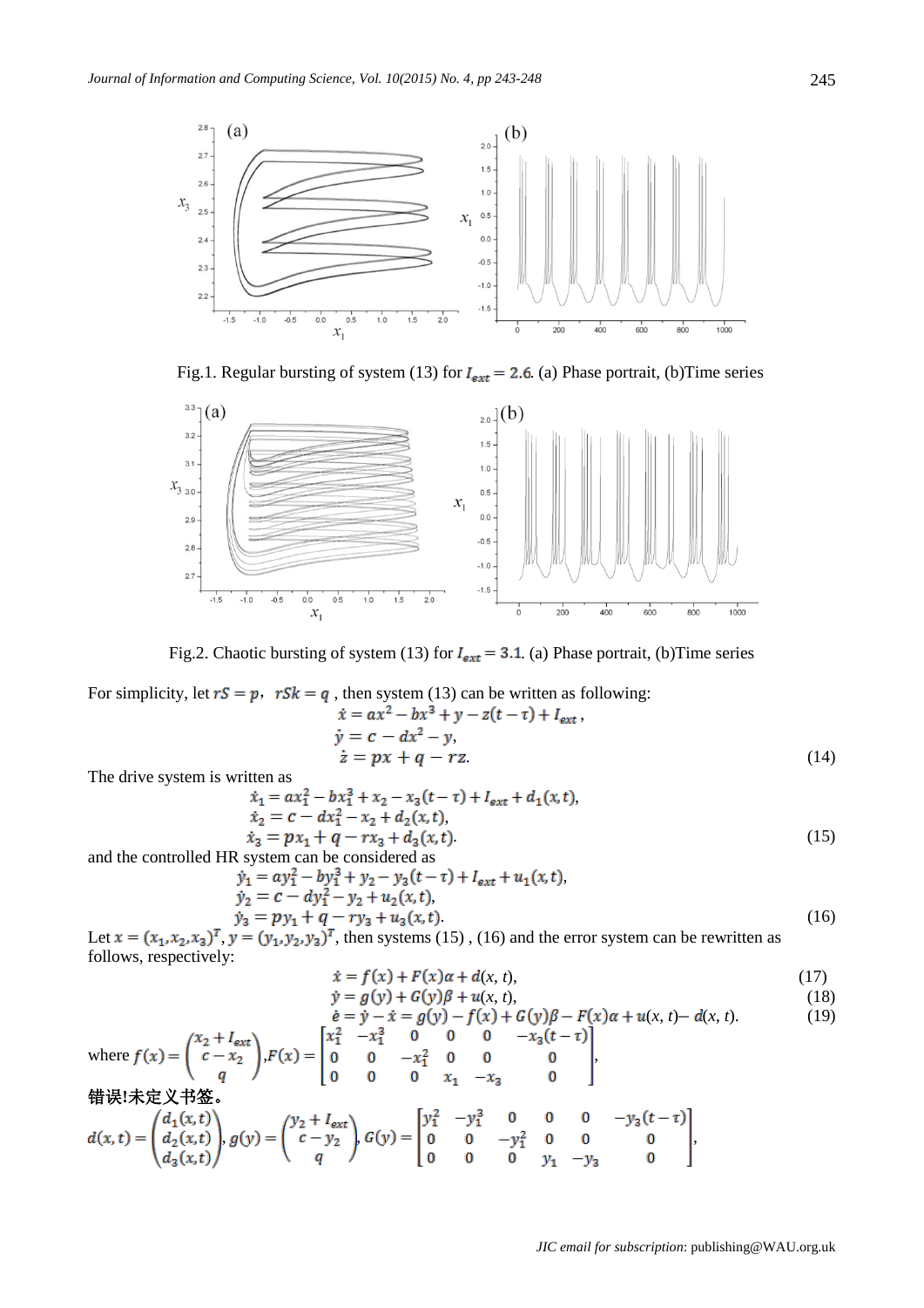(a)

2.8
2.7
2.6
$x_3$ 2.5
2.4
2.3
2.2

-1.5 -1.0 -0.5 0.0 0.5 1.0 1.5 2.0

$x_1$

(b)

2.0
1.5
1.0
$x_1$ 0.5
0.0
-0.5
-1.0
-1.5

0 200 400 600 800 1000

Fig.1. Regular bursting of system (13) for $I_{ext} = 2.6$. (a) Phase portrait, (b)Time series

(a)

3.3
3.2
3.1
$x_3$ 3.0
2.9
2.8
2.7

-1.5 -1.0 -0.5 0.0 0.5 1.0 1.5 2.0

$x_1$

(b)

2.0
1.5
1.0
0.5
$x_1$
0.0
-0.5
-1.0
-1.5

0 200 400 600 800 1000

Fig.2. Chaotic bursting of system (13) for $I_{ext} = 3.1$. (a) Phase portrait, (b)Time series

For simplicity, let $rS = p$, $rSk = q$ , then system (13) can be written as following:

$$
\begin{aligned}
\dot{x} &= ax^2 - bx^3 + y - z(t-\tau) + I_{ext}, \\
\dot{y} &= c - dx^2 - y, \\
\dot{z} &= px + q - rz.
\end{aligned}
\tag{14}
$$

The drive system is written as

$$
\begin{aligned}
\dot{x}_1 &= ax_1^2 - bx_1^3 + x_2 - x_3(t-\tau) + I_{ext} + d_1(x,t), \\
\dot{x}_2 &= c - dx_1^2 - x_2 + d_2(x,t), \\
\dot{x}_3 &= px_1 + q - rx_3 + d_3(x,t).
\end{aligned}
\tag{15}
$$

and the controlled HR system can be considered as

$$
\begin{aligned}
\dot{y}_1 &= ay_1^2 - by_1^3 + y_2 - y_3(t-\tau) + I_{ext} + u_1(x,t), \\
\dot{y}_2 &= c - dy_1^2 - y_2 + u_2(x,t), \\
\dot{y}_3 &= py_1 + q - ry_3 + u_3(x,t).
\end{aligned}
\tag{16}
$$

Let $x = (x_1,x_2,x_3)^T$, $y = (y_1,y_2,y_3)^T$, then systems (15) , (16) and the error system can be rewritten as follows, respectively:

$$\dot{x} = f(x) + F(x)\alpha + d(x, t), \tag{17}$$

$$\dot{y} = g(y) + G(y)\beta + u(x, t), \tag{18}$$

$$\dot{e} = \dot{y} - \dot{x} = g(y) - f(x) + G(y)\beta - F(x)\alpha + u(x, t) - d(x, t). \tag{19}$$

where $f(x) = \begin{pmatrix} x_2 + I_{ext} \\ c - x_2 \\ q \end{pmatrix}$, $F(x) = \begin{bmatrix} x_1^2 & -x_1^3 & 0 & 0 & 0 & -x_3(t-\tau) \\ 0 & 0 & -x_1^2 & 0 & 0 & 0 \\ 0 & 0 & 0 & x_1 & -x_3 & 0 \end{bmatrix}$,

**错误!未定义书签。**

$d(x,t) = \begin{pmatrix} d_1(x,t) \\ d_2(x,t) \\ d_3(x,t) \end{pmatrix}$, $g(y) = \begin{pmatrix} y_2 + I_{ext} \\ c - y_2 \\ q \end{pmatrix}$, $G(y) = \begin{bmatrix} y_1^2 & -y_1^3 & 0 & 0 & 0 & -y_3(t-\tau) \\ 0 & 0 & -y_1^2 & 0 & 0 & 0 \\ 0 & 0 & 0 & y_1 & -y_3 & 0 \end{bmatrix}$,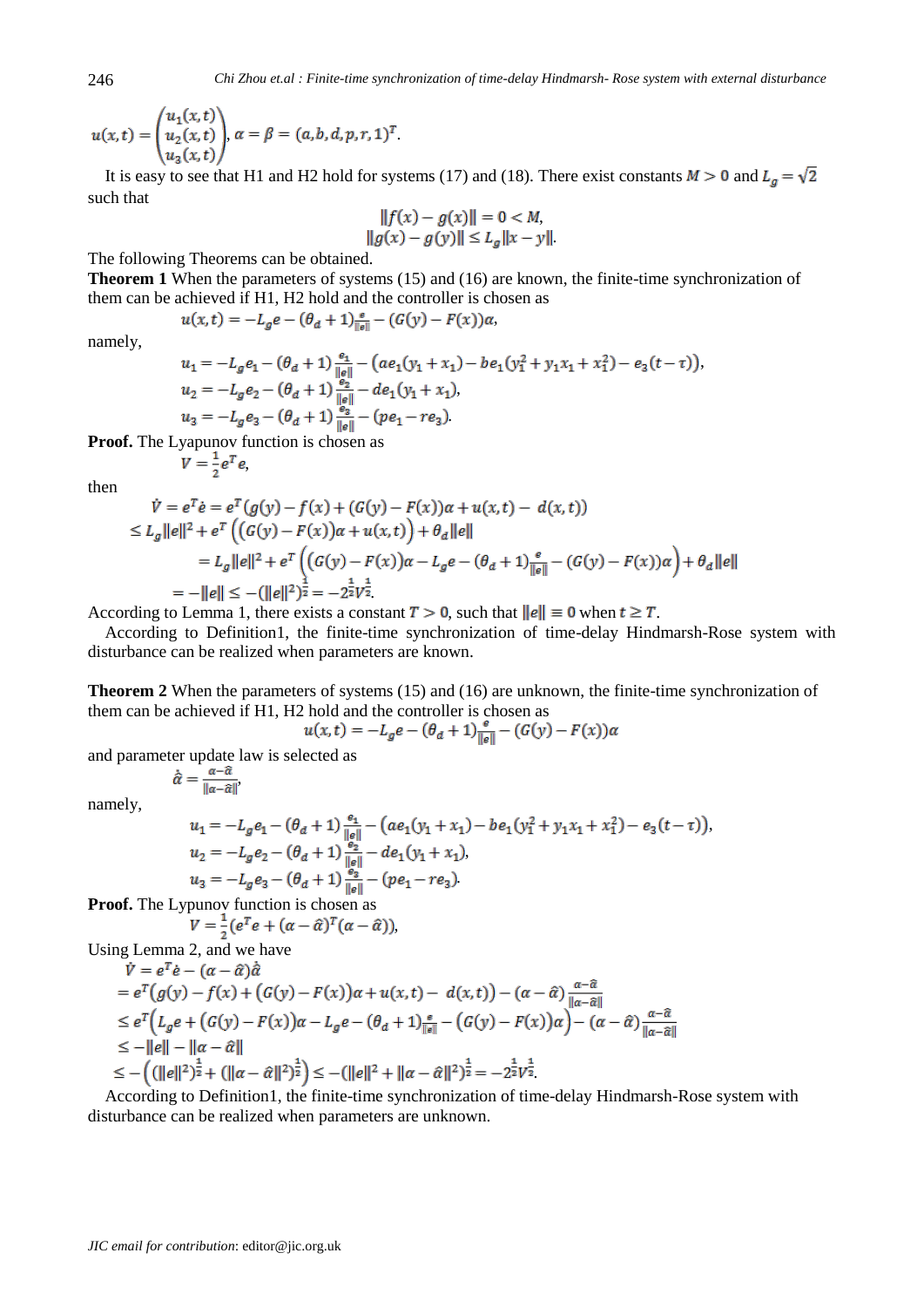$$u(x,t) = \begin{pmatrix} u_1(x,t) \\ u_2(x,t) \\ u_3(x,t) \end{pmatrix}, \alpha = \beta = (a,b,d,p,r,1)^T.$$

It is easy to see that H1 and H2 hold for systems (17) and (18). There exist constants $M > 0$ and $L_g = \sqrt{2}$ such that

$$\|f(x) - g(x)\| = 0 < M,$$
$$\|g(x) - g(y)\| \le L_g\|x - y\|.$$

The following Theorems can be obtained.

**Theorem 1** When the parameters of systems (15) and (16) are known, the finite-time synchronization of them can be achieved if H1, H2 hold and the controller is chosen as

$$u(x,t) = -L_g e - (\theta_d + 1)\frac{e}{\|e\|} - (G(y) - F(x))\alpha,$$

namely,

$$u_1 = -L_g e_1 - (\theta_d + 1)\frac{e_1}{\|e\|} - \left(ae_1(y_1 + x_1) - be_1(y_1^2 + y_1x_1 + x_1^2) - e_3(t - \tau)\right),$$
$$u_2 = -L_g e_2 - (\theta_d + 1)\frac{e_2}{\|e\|} - de_1(y_1 + x_1),$$
$$u_3 = -L_g e_3 - (\theta_d + 1)\frac{e_3}{\|e\|} - (pe_1 - re_3).$$

**Proof.** The Lyapunov function is chosen as

$$V = \frac{1}{2}e^T e,$$

then

$$\dot{V} = e^T\dot{e} = e^T(g(y) - f(x) + (G(y) - F(x))\alpha + u(x,t) - d(x,t))$$
$$\le L_g\|e\|^2 + e^T\left((G(y) - F(x))\alpha + u(x,t)\right) + \theta_d\|e\|$$
$$= L_g\|e\|^2 + e^T\left((G(y) - F(x))\alpha - L_g e - (\theta_d + 1)\frac{e}{\|e\|} - (G(y) - F(x))\alpha\right) + \theta_d\|e\|$$
$$= -\|e\| \le -(\|e\|^2)^{\frac{1}{2}} = -2^{\frac{1}{2}}V^{\frac{1}{2}}.$$

According to Lemma 1, there exists a constant $T > 0$, such that $\|e\| \equiv 0$ when $t \ge T$.

According to Definition1, the finite-time synchronization of time-delay Hindmarsh-Rose system with disturbance can be realized when parameters are known.

**Theorem 2** When the parameters of systems (15) and (16) are unknown, the finite-time synchronization of them can be achieved if H1, H2 hold and the controller is chosen as

$$u(x,t) = -L_g e - (\theta_d + 1)\frac{e}{\|e\|} - (G(y) - F(x))\alpha$$

and parameter update law is selected as

$$\dot{\hat{\alpha}} = \frac{\alpha - \hat{\alpha}}{\|\alpha - \hat{\alpha}\|},$$

namely,

$$u_1 = -L_g e_1 - (\theta_d + 1)\frac{e_1}{\|e\|} - \left(ae_1(y_1 + x_1) - be_1(y_1^2 + y_1x_1 + x_1^2) - e_3(t - \tau)\right),$$
$$u_2 = -L_g e_2 - (\theta_d + 1)\frac{e_2}{\|e\|} - de_1(y_1 + x_1),$$
$$u_3 = -L_g e_3 - (\theta_d + 1)\frac{e_3}{\|e\|} - (pe_1 - re_3).$$

**Proof.** The Lypunov function is chosen as

$$V = \frac{1}{2}(e^T e + (\alpha - \hat{\alpha})^T(\alpha - \hat{\alpha})),$$

Using Lemma 2, and we have

$$\dot{V} = e^T\dot{e} - (\alpha - \hat{\alpha})\dot{\hat{\alpha}}$$
$$= e^T\left(g(y) - f(x) + (G(y) - F(x))\alpha + u(x,t) - d(x,t)\right) - (\alpha - \hat{\alpha})\frac{\alpha - \hat{\alpha}}{\|\alpha - \hat{\alpha}\|}$$
$$\le e^T\left(L_g e + (G(y) - F(x))\alpha - L_g e - (\theta_d + 1)\frac{e}{\|e\|} - (G(y) - F(x))\alpha\right) - (\alpha - \hat{\alpha})\frac{\alpha - \hat{\alpha}}{\|\alpha - \hat{\alpha}\|}$$
$$\le -\|e\| - \|\alpha - \hat{\alpha}\|$$
$$\le -\left((\|e\|^2)^{\frac{1}{2}} + (\|\alpha - \hat{\alpha}\|^2)^{\frac{1}{2}}\right) \le -(\|e\|^2 + \|\alpha - \hat{\alpha}\|^2)^{\frac{1}{2}} = -2^{\frac{1}{2}}V^{\frac{1}{2}}.$$

According to Definition1, the finite-time synchronization of time-delay Hindmarsh-Rose system with disturbance can be realized when parameters are unknown.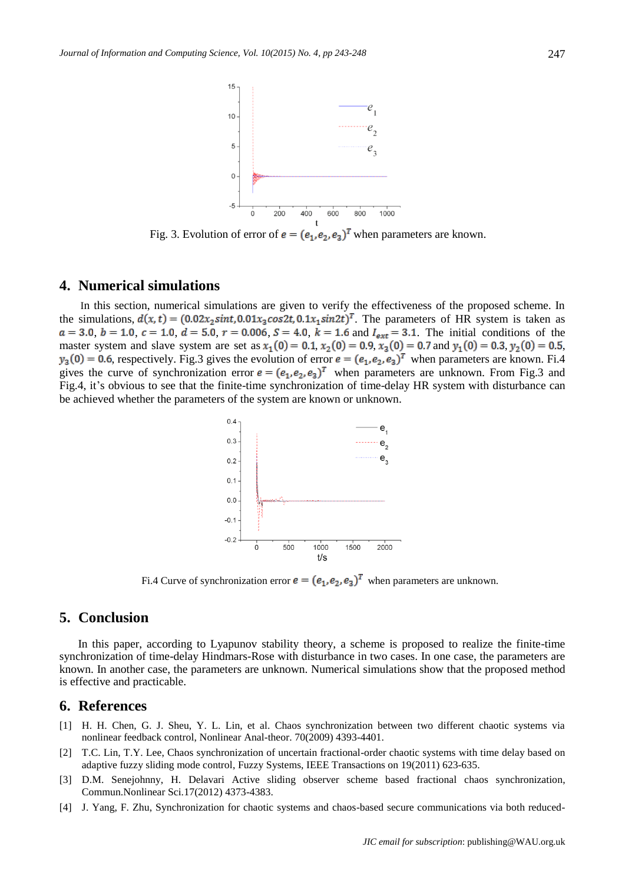15
10
5
0
-5
0 200 400 600 800 1000
t
$e_1$
$e_2$
$e_3$

Fig. 3. Evolution of error of $e = (e_1, e_2, e_3)^T$ when parameters are known.

## 4. Numerical simulations

In this section, numerical simulations are given to verify the effectiveness of the proposed scheme. In the simulations, $d(x,t) = (0.02x_2 sint, 0.01x_3 cos2t, 0.1x_1 sin2t)^T$. The parameters of HR system is taken as $a = 3.0$, $b = 1.0$, $c = 1.0$, $d = 5.0$, $r = 0.006$, $S = 4.0$, $k = 1.6$ and $I_{ext} = 3.1$. The initial conditions of the master system and slave system are set as $x_1(0) = 0.1$, $x_2(0) = 0.9$, $x_3(0) = 0.7$ and $y_1(0) = 0.3$, $y_2(0) = 0.5$, $y_3(0) = 0.6$, respectively. Fig.3 gives the evolution of error $e = (e_1, e_2, e_3)^T$ when parameters are known. Fi.4 gives the curve of synchronization error $e = (e_1, e_2, e_3)^T$ when parameters are unknown. From Fig.3 and Fig.4, it's obvious to see that the finite-time synchronization of time-delay HR system with disturbance can be achieved whether the parameters of the system are known or unknown.

0.4
0.3
0.2
0.1
0.0
-0.1
-0.2
0 500 1000 1500 2000
t/s
$e_1$
$e_2$
$e_3$

Fi.4 Curve of synchronization error $e = (e_1, e_2, e_3)^T$ when parameters are unknown.

## 5. Conclusion

In this paper, according to Lyapunov stability theory, a scheme is proposed to realize the finite-time synchronization of time-delay Hindmars-Rose with disturbance in two cases. In one case, the parameters are known. In another case, the parameters are unknown. Numerical simulations show that the proposed method is effective and practicable.

## 6. References

[1] H. H. Chen, G. J. Sheu, Y. L. Lin, et al. Chaos synchronization between two different chaotic systems via nonlinear feedback control, Nonlinear Anal-theor. 70(2009) 4393-4401.

[2] T.C. Lin, T.Y. Lee, Chaos synchronization of uncertain fractional-order chaotic systems with time delay based on adaptive fuzzy sliding mode control, Fuzzy Systems, IEEE Transactions on 19(2011) 623-635.

[3] D.M. Senejohnny, H. Delavari Active sliding observer scheme based fractional chaos synchronization, Commun.Nonlinear Sci.17(2012) 4373-4383.

[4] J. Yang, F. Zhu, Synchronization for chaotic systems and chaos-based secure communications via both reduced-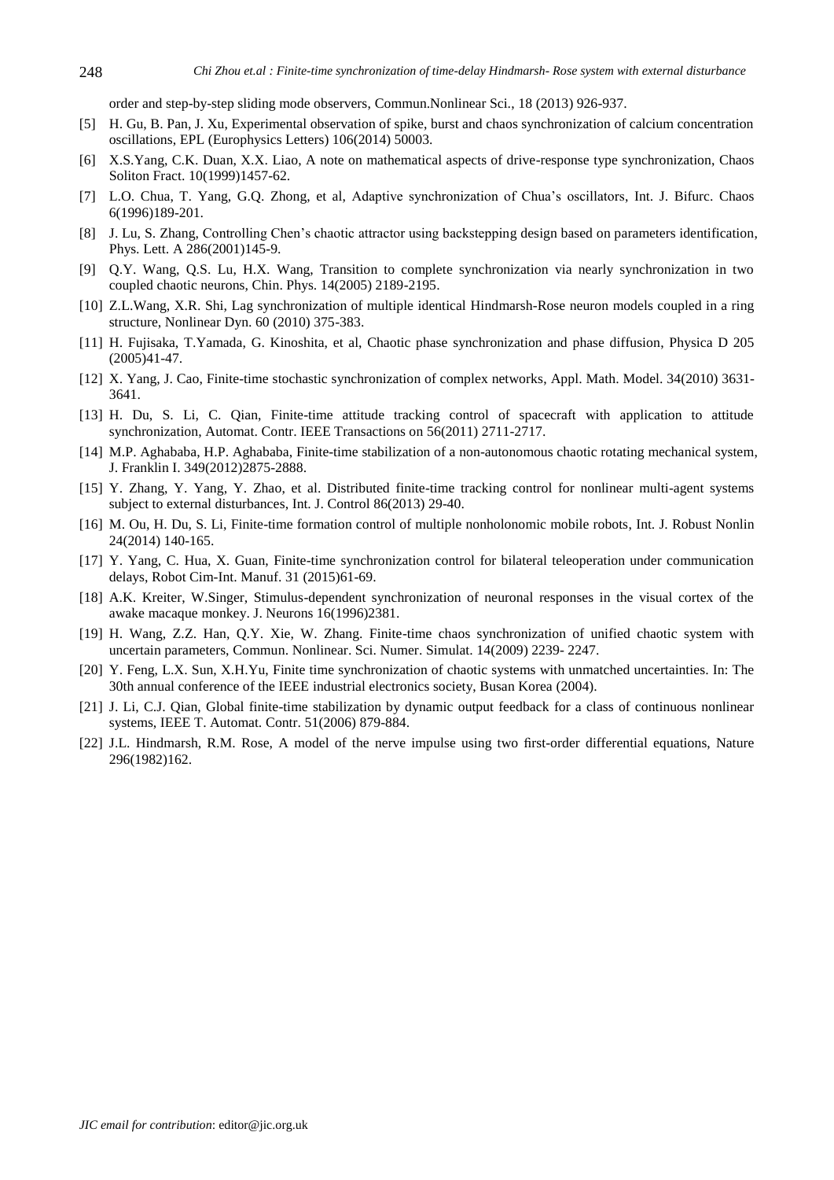order and step-by-step sliding mode observers, Commun.Nonlinear Sci., 18 (2013) 926-937.

[5] H. Gu, B. Pan, J. Xu, Experimental observation of spike, burst and chaos synchronization of calcium concentration oscillations, EPL (Europhysics Letters) 106(2014) 50003.

[6] X.S.Yang, C.K. Duan, X.X. Liao, A note on mathematical aspects of drive-response type synchronization, Chaos Soliton Fract. 10(1999)1457-62.

[7] L.O. Chua, T. Yang, G.Q. Zhong, et al, Adaptive synchronization of Chua's oscillators, Int. J. Bifurc. Chaos 6(1996)189-201.

[8] J. Lu, S. Zhang, Controlling Chen's chaotic attractor using backstepping design based on parameters identification, Phys. Lett. A 286(2001)145-9.

[9] Q.Y. Wang, Q.S. Lu, H.X. Wang, Transition to complete synchronization via nearly synchronization in two coupled chaotic neurons, Chin. Phys. 14(2005) 2189-2195.

[10] Z.L.Wang, X.R. Shi, Lag synchronization of multiple identical Hindmarsh-Rose neuron models coupled in a ring structure, Nonlinear Dyn. 60 (2010) 375-383.

[11] H. Fujisaka, T.Yamada, G. Kinoshita, et al, Chaotic phase synchronization and phase diffusion, Physica D 205 (2005)41-47.

[12] X. Yang, J. Cao, Finite-time stochastic synchronization of complex networks, Appl. Math. Model. 34(2010) 3631-3641.

[13] H. Du, S. Li, C. Qian, Finite-time attitude tracking control of spacecraft with application to attitude synchronization, Automat. Contr. IEEE Transactions on 56(2011) 2711-2717.

[14] M.P. Aghababa, H.P. Aghababa, Finite-time stabilization of a non-autonomous chaotic rotating mechanical system, J. Franklin I. 349(2012)2875-2888.

[15] Y. Zhang, Y. Yang, Y. Zhao, et al. Distributed finite-time tracking control for nonlinear multi-agent systems subject to external disturbances, Int. J. Control 86(2013) 29-40.

[16] M. Ou, H. Du, S. Li, Finite-time formation control of multiple nonholonomic mobile robots, Int. J. Robust Nonlin 24(2014) 140-165.

[17] Y. Yang, C. Hua, X. Guan, Finite-time synchronization control for bilateral teleoperation under communication delays, Robot Cim-Int. Manuf. 31 (2015)61-69.

[18] A.K. Kreiter, W.Singer, Stimulus-dependent synchronization of neuronal responses in the visual cortex of the awake macaque monkey. J. Neurons 16(1996)2381.

[19] H. Wang, Z.Z. Han, Q.Y. Xie, W. Zhang. Finite-time chaos synchronization of unified chaotic system with uncertain parameters, Commun. Nonlinear. Sci. Numer. Simulat. 14(2009) 2239- 2247.

[20] Y. Feng, L.X. Sun, X.H.Yu, Finite time synchronization of chaotic systems with unmatched uncertainties. In: The 30th annual conference of the IEEE industrial electronics society, Busan Korea (2004).

[21] J. Li, C.J. Qian, Global finite-time stabilization by dynamic output feedback for a class of continuous nonlinear systems, IEEE T. Automat. Contr. 51(2006) 879-884.

[22] J.L. Hindmarsh, R.M. Rose, A model of the nerve impulse using two first-order differential equations, Nature 296(1982)162.